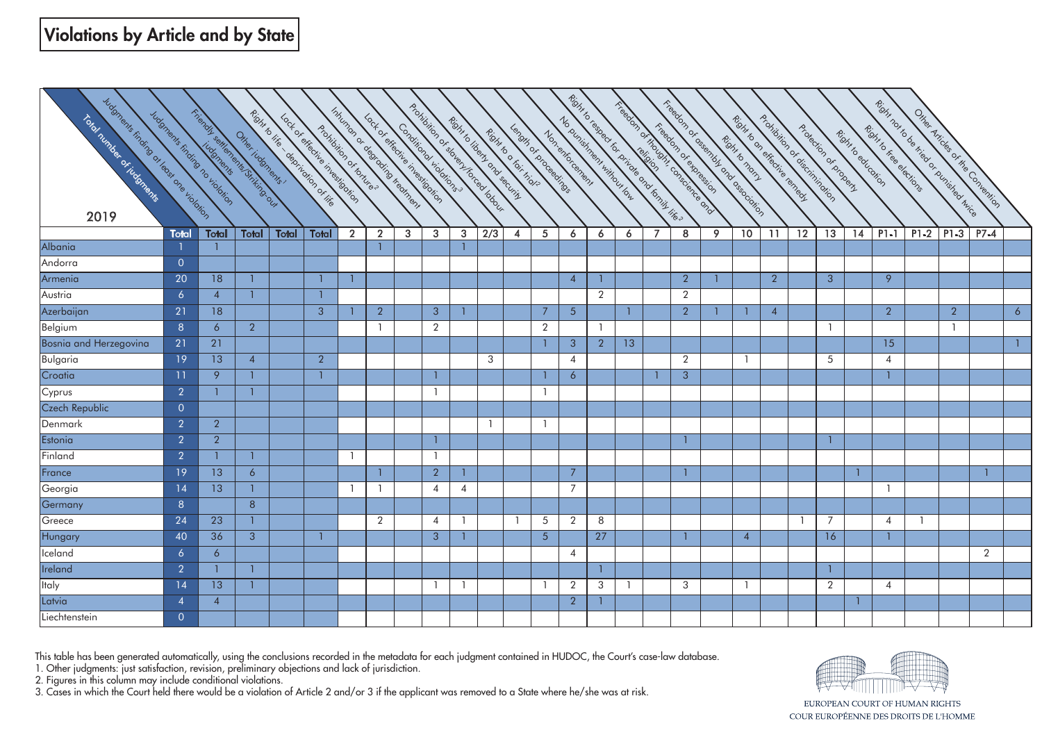# Violations by Article and by State

| 2019 | Total number of judgments | Judgments finding at least one violation | Judgments finding no violation | Friendly settlements/Striking-out judgments | Other judgments[1] | Right to life – deprivation of life | Lack of effective investigation | Prohibition of torture[2] | Inhuman or degrading treatment | Lack of effective investigation | Conditional violations[3] | Prohibition of slavery/forced labour | Right to liberty and security | Right to a fair trial[2] | Length of proceedings | Non-enforcement | No punishment without law | Right to respect for private and family life[2] | Freedom of thought, conscience and religion | Freedom of expression | Freedom of assembly and association | Right to marry | Right to an effective remedy | Prohibition of discrimination | Protection of property | Right to education | Right to free elections | Right not to be tried or punished twice | Other Articles of the Convention |
|---|---|---|---|---|---|---|---|---|---|---|---|---|---|---|---|---|---|---|---|---|---|---|---|---|---|---|---|---|---|
| | Total | Total | Total | Total | Total | 2 | 2 | 3 | 3 | 3 | 2/3 | 4 | 5 | 6 | 6 | 6 | 7 | 8 | 9 | 10 | 11 | 12 | 13 | 14 | P1-1 | P1-2 | P1-3 | P7-4 | |
| Albania | 1 | 1 | | | | | 1 | | | 1 | | | | | | | | | | | | | | | | | | | |
| Andorra | 0 | | | | | | | | | | | | | | | | | | | | | | | | | | | | |
| Armenia | 20 | 18 | 1 | | 1 | 1 | | | | | | | | 4 | 1 | | | 2 | 1 | | 2 | | 3 | | 9 | | | | |
| Austria | 6 | 4 | 1 | | 1 | | | | | | | | | | 2 | | | 2 | | | | | | | | | | | |
| Azerbaijan | 21 | 18 | | | 3 | 1 | 2 | | 3 | 1 | | | 7 | 5 | | 1 | | 2 | 1 | 1 | 4 | | | | 2 | | 2 | | 6 |
| Belgium | 8 | 6 | 2 | | | | 1 | | 2 | | | | 2 | | 1 | | | | | | | | 1 | | | | 1 | | |
| Bosnia and Herzegovina | 21 | 21 | | | | | | | | | | | 1 | 3 | 2 | 13 | | | | | | | | | 15 | | | | 1 |
| Bulgaria | 19 | 13 | 4 | | 2 | | | | | | 3 | | | 4 | | | | 2 | | 1 | | | 5 | | 4 | | | | |
| Croatia | 11 | 9 | 1 | | 1 | | | | 1 | | | | 1 | 6 | | | 1 | 3 | | | | | | | 1 | | | | |
| Cyprus | 2 | 1 | 1 | | | | | | 1 | | | | 1 | | | | | | | | | | | | | | | | |
| Czech Republic | 0 | | | | | | | | | | | | | | | | | | | | | | | | | | | | |
| Denmark | 2 | 2 | | | | | | | | | 1 | | 1 | | | | | | | | | | | | | | | | |
| Estonia | 2 | 2 | | | | | | | 1 | | | | | | | | | 1 | | | | | 1 | | | | | | |
| Finland | 2 | 1 | 1 | | | 1 | | | 1 | | | | | | | | | | | | | | | | | | | | |
| France | 19 | 13 | 6 | | | | 1 | | 2 | 1 | | | | 7 | | | | 1 | | | | | | 1 | | | | 1 | |
| Georgia | 14 | 13 | 1 | | | 1 | 1 | | 4 | 4 | | | | 7 | | | | | | | | | | | 1 | | | | |
| Germany | 8 | | 8 | | | | | | | | | | | | | | | | | | | | | | | | | | |
| Greece | 24 | 23 | 1 | | | | 2 | | 4 | 1 | | 1 | 5 | 2 | 8 | | | | | | | 1 | 7 | | 4 | 1 | | | |
| Hungary | 40 | 36 | 3 | | 1 | | | | 3 | 1 | | | 5 | | 27 | | | 1 | | 4 | | | 16 | | 1 | | | | |
| Iceland | 6 | 6 | | | | | | | | | | | | 4 | | | | | | | | | | | | | | 2 | |
| Ireland | 2 | 1 | 1 | | | | | | | | | | | | 1 | | | | | | | | 1 | | | | | | |
| Italy | 14 | 13 | 1 | | | | | | 1 | 1 | | | 1 | 2 | 3 | 1 | | 3 | | 1 | | | 2 | | 4 | | | | |
| Latvia | 4 | 4 | | | | | | | | | | | | 2 | 1 | | | | | | | | | 1 | | | | | |
| Liechtenstein | 0 | | | | | | | | | | | | | | | | | | | | | | | | | | | | |

This table has been generated automatically, using the conclusions recorded in the metadata for each judgment contained in HUDOC, the Court's case-law database.

1. Other judgments: just satisfaction, revision, preliminary objections and lack of jurisdiction.
2. Figures in this column may include conditional violations.
3. Cases in which the Court held there would be a violation of Article 2 and/or 3 if the applicant was removed to a State where he/she was at risk.

EUROPEAN COURT OF HUMAN RIGHTS
COUR EUROPÉENNE DES DROITS DE L'HOMME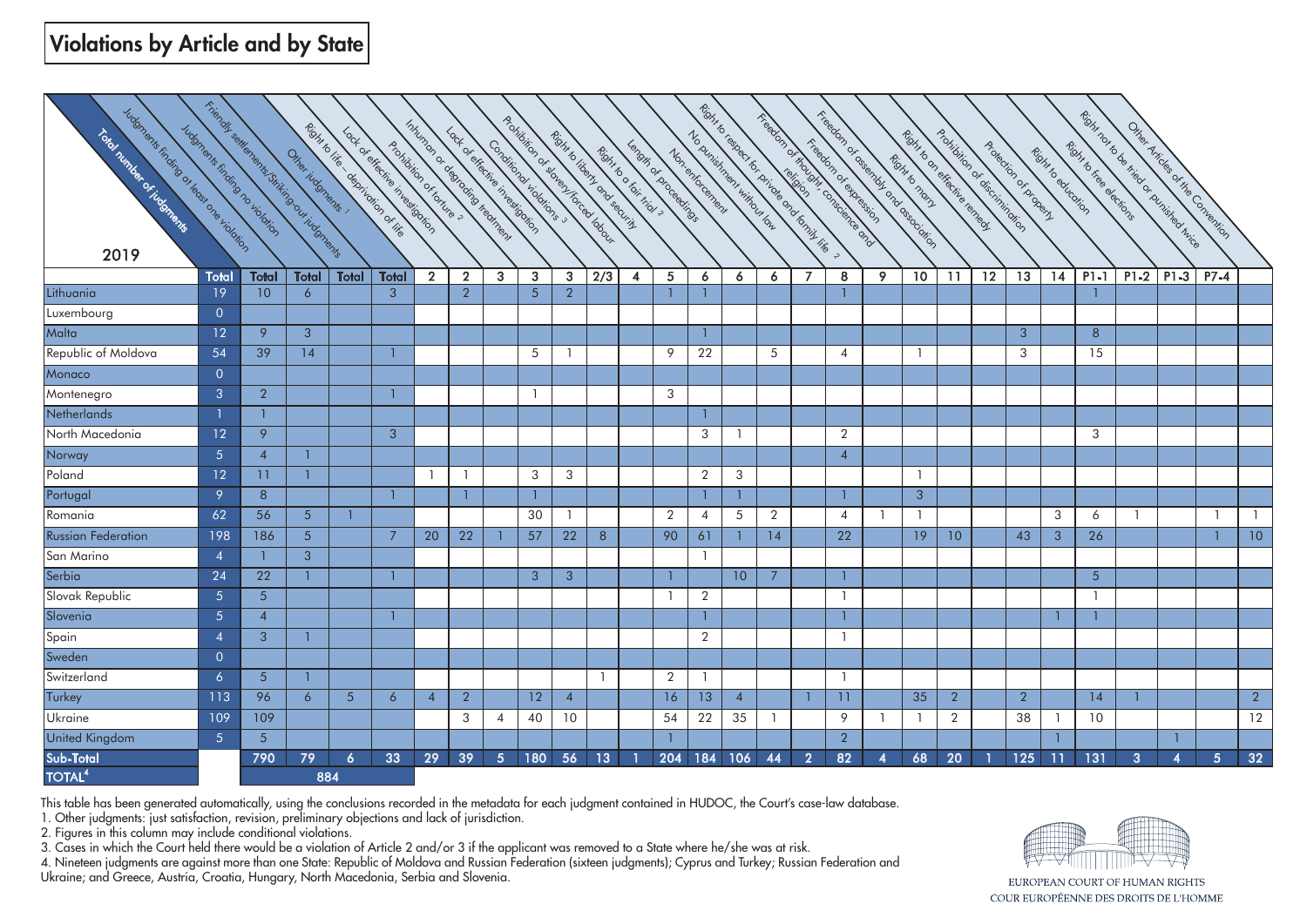## Violations by Article and by State

| 2019 | Total number of judgments | Judgments finding at least one violation | Judgments finding no violation | Friendly settlements/Striking-out judgments | Other judgments [1] | Right to life – deprivation of life | Lack of effective investigation | Prohibition of torture [2] | Inhuman or degrading treatment | Lack of effective investigation | Conditional violations [3] | Prohibition of slavery/forced labour | Right to liberty and security | Right to a fair trial [2] | Length of proceedings | Non-enforcement | No punishment without law | Right to respect for private and family life [2] | Freedom of thought, conscience and religion | Freedom of expression | Freedom of assembly and association | Right to marry | Right to an effective remedy | Prohibition of discrimination | Protection of property | Right to education | Right to free elections | Right not to be tried or punished twice | Other Articles of the Convention |
|---|---|---|---|---|---|---|---|---|---|---|---|---|---|---|---|---|---|---|---|---|---|---|---|---|---|---|---|---|---|
| | Total | Total | Total | Total | Total | 2 | 2 | 3 | 3 | 3 | 2/3 | 4 | 5 | 6 | 6 | 6 | 7 | 8 | 9 | 10 | 11 | 12 | 13 | 14 | P1-1 | P1-2 | P1-3 | P7-4 | |
| Lithuania | 19 | 10 | 6 | | 3 | | 2 | | 5 | 2 | | | 1 | 1 | | | | 1 | | | | | | | 1 | | | | |
| Luxembourg | 0 | | | | | | | | | | | | | | | | | | | | | | | | | | | | |
| Malta | 12 | 9 | 3 | | | | | | | | | | | 1 | | | | | | | | | 3 | | 8 | | | | |
| Republic of Moldova | 54 | 39 | 14 | | 1 | | | | 5 | 1 | | | 9 | 22 | | 5 | | 4 | | 1 | | | 3 | | 15 | | | | |
| Monaco | 0 | | | | | | | | | | | | | | | | | | | | | | | | | | | | |
| Montenegro | 3 | 2 | | | 1 | | | | 1 | | | | 3 | | | | | | | | | | | | | | | | |
| Netherlands | 1 | 1 | | | | | | | | | | | | 1 | | | | | | | | | | | | | | | |
| North Macedonia | 12 | 9 | | | 3 | | | | | | | | | 3 | 1 | | | 2 | | | | | | | 3 | | | | |
| Norway | 5 | 4 | 1 | | | | | | | | | | | | | | | 4 | | | | | | | | | | | |
| Poland | 12 | 11 | 1 | | | 1 | 1 | | 3 | 3 | | | | 2 | 3 | | | | | 1 | | | | | | | | | |
| Portugal | 9 | 8 | | | 1 | | 1 | | 1 | | | | | 1 | 1 | | | 1 | | 3 | | | | | | | | | |
| Romania | 62 | 56 | 5 | 1 | | | | | 30 | 1 | | | 2 | 4 | 5 | 2 | | 4 | 1 | 1 | | | | 3 | 6 | 1 | | 1 | 1 |
| Russian Federation | 198 | 186 | 5 | | 7 | 20 | 22 | 1 | 57 | 22 | 8 | | 90 | 61 | 1 | 14 | | 22 | | 19 | 10 | | 43 | 3 | 26 | | | 1 | 10 |
| San Marino | 4 | 1 | 3 | | | | | | | | | | | 1 | | | | | | | | | | | | | | | |
| Serbia | 24 | 22 | 1 | | 1 | | | | 3 | 3 | | | 1 | | 10 | 7 | | 1 | | | | | | | 5 | | | | |
| Slovak Republic | 5 | 5 | | | | | | | | | | | 1 | 2 | | | | 1 | | | | | | | 1 | | | | |
| Slovenia | 5 | 4 | | | 1 | | | | | | | | | 1 | | | | 1 | | | | | | 1 | 1 | | | | |
| Spain | 4 | 3 | 1 | | | | | | | | | | | 2 | | | | 1 | | | | | | | | | | | |
| Sweden | 0 | | | | | | | | | | | | | | | | | | | | | | | | | | | | |
| Switzerland | 6 | 5 | 1 | | | | | | | | 1 | | 2 | 1 | | | | 1 | | | | | | | | | | | |
| Turkey | 113 | 96 | 6 | 5 | 6 | 4 | 2 | | 12 | 4 | | | 16 | 13 | 4 | | 1 | 11 | | 35 | 2 | | 2 | | 14 | 1 | | | 2 |
| Ukraine | 109 | 109 | | | | | 3 | 4 | 40 | 10 | | | 54 | 22 | 35 | 1 | | 9 | 1 | 1 | 2 | | 38 | 1 | 10 | | | | 12 |
| United Kingdom | 5 | 5 | | | | | | | | | | | 1 | | | | | 2 | | | | | | 1 | | | 1 | | |
| **Sub-Total** | | **790** | **79** | **6** | **33** | **29** | **39** | **5** | **180** | **56** | **13** | **1** | **204** | **184** | **106** | **44** | **2** | **82** | **4** | **68** | **20** | **1** | **125** | **11** | **131** | **3** | **4** | **5** | **32** |
| **TOTAL[4]** | | **884** | | | | | | | | | | | | | | | | | | | | | | | | | | | |

This table has been generated automatically, using the conclusions recorded in the metadata for each judgment contained in HUDOC, the Court's case-law database.

1. Other judgments: just satisfaction, revision, preliminary objections and lack of jurisdiction.
2. Figures in this column may include conditional violations.
3. Cases in which the Court held there would be a violation of Article 2 and/or 3 if the applicant was removed to a State where he/she was at risk.
4. Nineteen judgments are against more than one State: Republic of Moldova and Russian Federation (sixteen judgments); Cyprus and Turkey; Russian Federation and Ukraine; and Greece, Austria, Croatia, Hungary, North Macedonia, Serbia and Slovenia.

EUROPEAN COURT OF HUMAN RIGHTS
COUR EUROPÉENNE DES DROITS DE L'HOMME